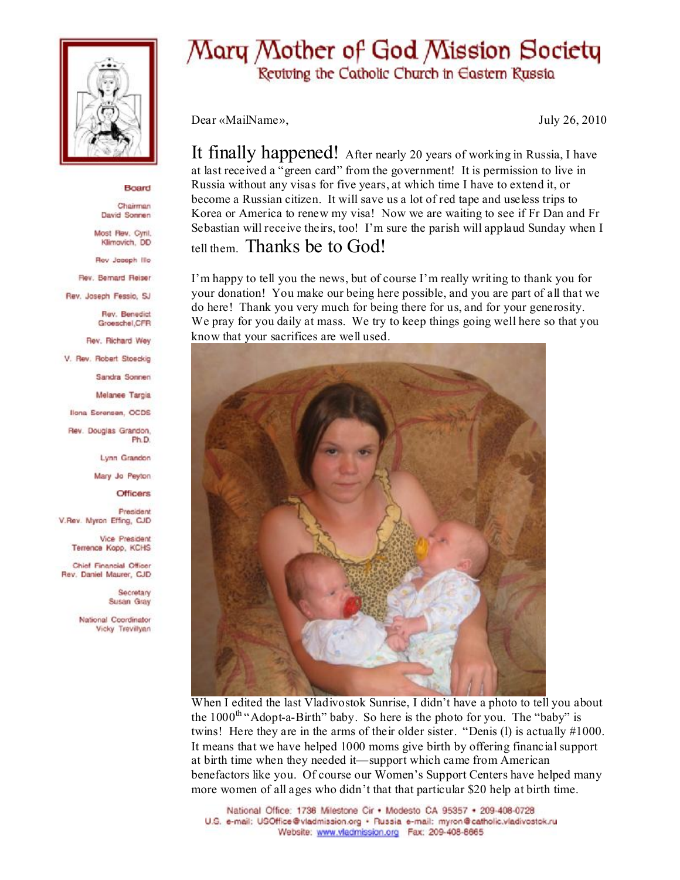# Mary Mother of God Mission Society

Reviving the Catholic Church in Eastern Russia

**Board**

Chairman
David Sonnen

Most Rev. Cyril Klimovich, DD

Rev Joseph Illo

Rev. Bernard Reiser

Rev. Joseph Fessio, SJ

Rev. Benedict Groeschel, CFR

Rev. Richard Wey

V. Rev. Robert Stoeckig

Sandra Sonnen

Melanee Targia

Ilona Sorensen, OCDS

Rev. Douglas Grandon, Ph.D.

Lynn Grandon

Mary Jo Peyton

**Officers**

President
V.Rev. Myron Effing, CJD

Vice President
Terrence Kopp, KCHS

Chief Financial Officer
Rev. Daniel Maurer, CJD

Secretary
Susan Gray

National Coordinator
Vicky Trevillyan

Dear «MailName»,

July 26, 2010

It finally happened! After nearly 20 years of working in Russia, I have at last received a "green card" from the government! It is permission to live in Russia without any visas for five years, at which time I have to extend it, or become a Russian citizen. It will save us a lot of red tape and useless trips to Korea or America to renew my visa! Now we are waiting to see if Fr Dan and Fr Sebastian will receive theirs, too! I'm sure the parish will applaud Sunday when I tell them. Thanks be to God!

I'm happy to tell you the news, but of course I'm really writing to thank you for your donation! You make our being here possible, and you are part of all that we do here! Thank you very much for being there for us, and for your generosity. We pray for you daily at mass. We try to keep things going well here so that you know that your sacrifices are well used.

When I edited the last Vladivostok Sunrise, I didn't have a photo to tell you about the 1000th "Adopt-a-Birth" baby. So here is the photo for you. The "baby" is twins! Here they are in the arms of their older sister. "Denis (l) is actually #1000. It means that we have helped 1000 moms give birth by offering financial support at birth time when they needed it—support which came from American benefactors like you. Of course our Women's Support Centers have helped many more women of all ages who didn't that that particular $20 help at birth time.

National Office: 1736 Milestone Cir • Modesto CA 95357 • 209-408-0728
U.S. e-mail: USOffice@vladmission.org • Russia e-mail: myron@catholic.vladivostok.ru
Website: www.vladmission.org Fax: 209-408-8665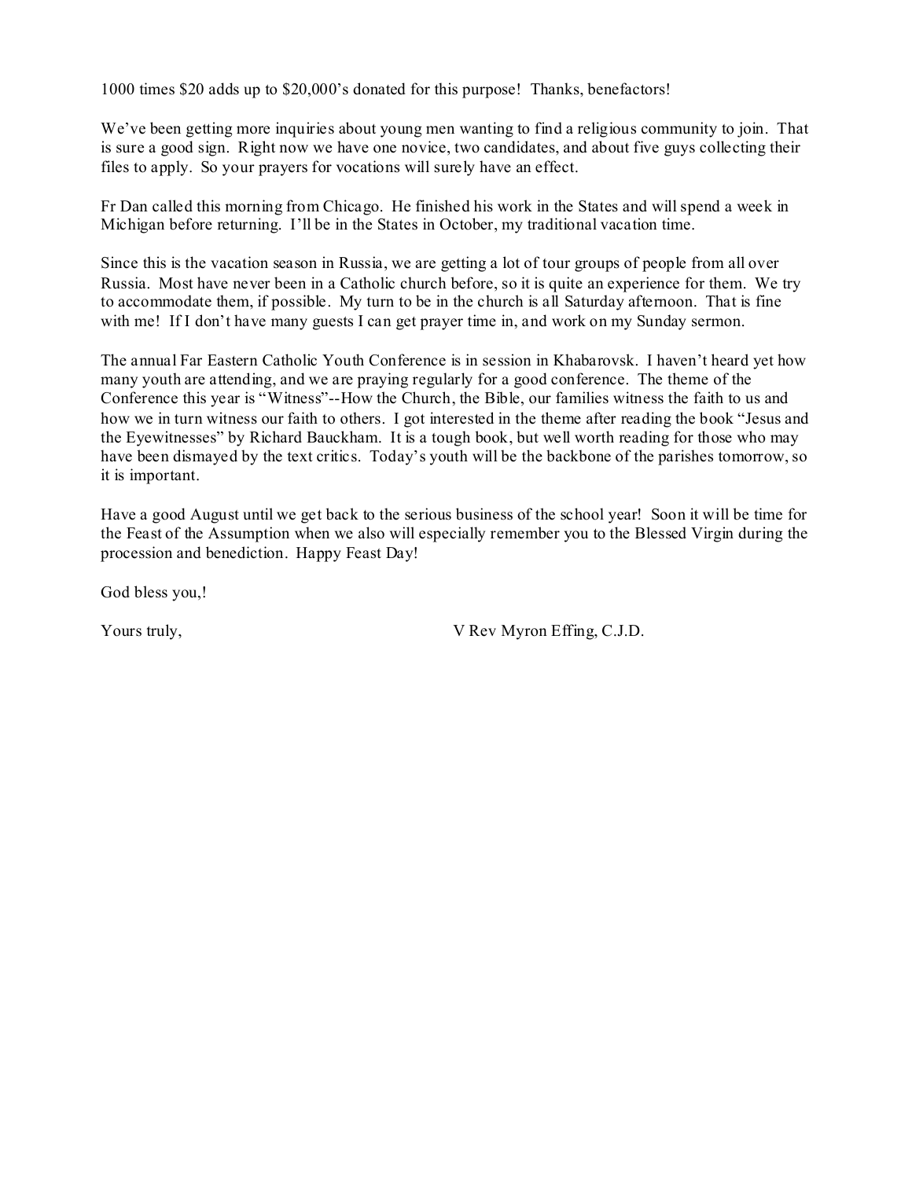1000 times $20 adds up to $20,000's donated for this purpose! Thanks, benefactors!

We've been getting more inquiries about young men wanting to find a religious community to join. That is sure a good sign. Right now we have one novice, two candidates, and about five guys collecting their files to apply. So your prayers for vocations will surely have an effect.

Fr Dan called this morning from Chicago. He finished his work in the States and will spend a week in Michigan before returning. I'll be in the States in October, my traditional vacation time.

Since this is the vacation season in Russia, we are getting a lot of tour groups of people from all over Russia. Most have never been in a Catholic church before, so it is quite an experience for them. We try to accommodate them, if possible. My turn to be in the church is all Saturday afternoon. That is fine with me! If I don't have many guests I can get prayer time in, and work on my Sunday sermon.

The annual Far Eastern Catholic Youth Conference is in session in Khabarovsk. I haven't heard yet how many youth are attending, and we are praying regularly for a good conference. The theme of the Conference this year is "Witness"--How the Church, the Bible, our families witness the faith to us and how we in turn witness our faith to others. I got interested in the theme after reading the book "Jesus and the Eyewitnesses" by Richard Bauckham. It is a tough book, but well worth reading for those who may have been dismayed by the text critics. Today's youth will be the backbone of the parishes tomorrow, so it is important.

Have a good August until we get back to the serious business of the school year! Soon it will be time for the Feast of the Assumption when we also will especially remember you to the Blessed Virgin during the procession and benediction. Happy Feast Day!

God bless you,!

Yours truly,

V Rev Myron Effing, C.J.D.